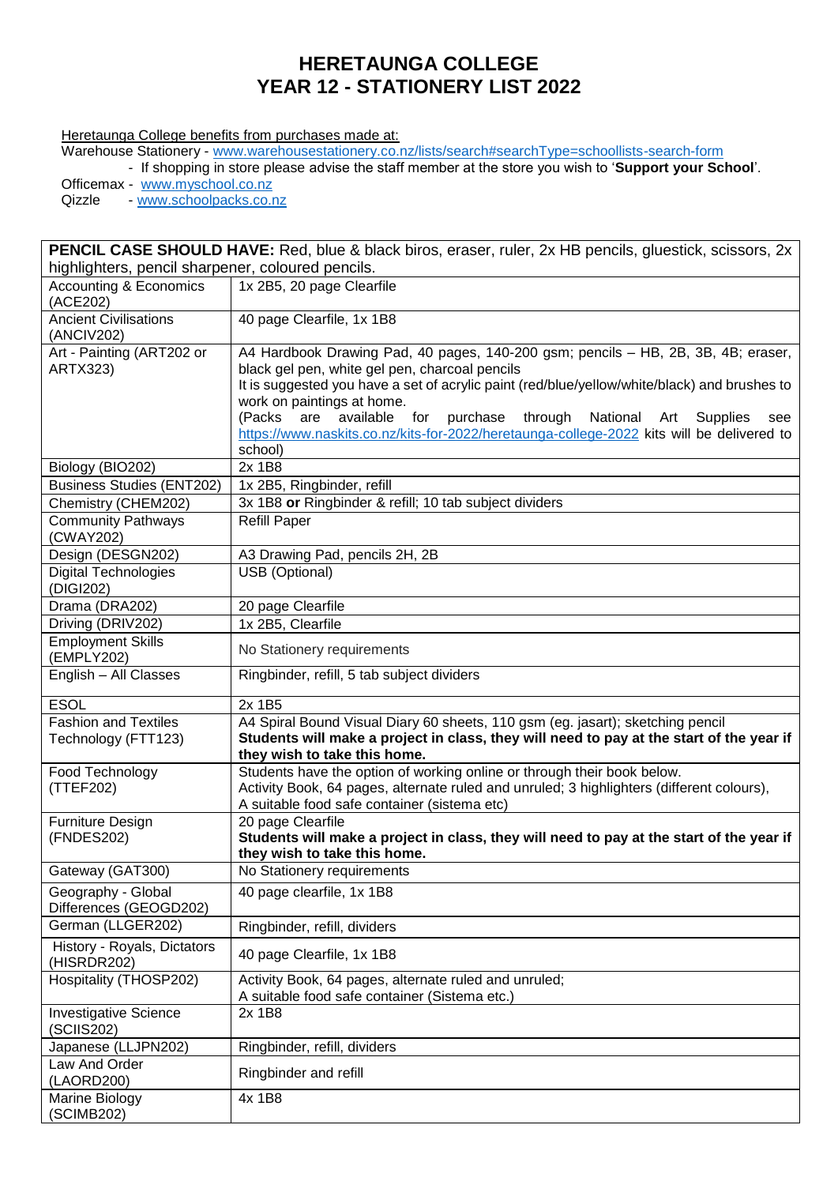# HERETAUNGA COLLEGE
# YEAR 12 - STATIONERY LIST 2022

Heretaunga College benefits from purchases made at:

Warehouse Stationery - www.warehousestationery.co.nz/lists/search#searchType=schoollists-search-form

- If shopping in store please advise the staff member at the store you wish to '**Support your School**'.

Officemax - www.myschool.co.nz

Qizzle - www.schoolpacks.co.nz

| **PENCIL CASE SHOULD HAVE:** Red, blue & black biros, eraser, ruler, 2x HB pencils, gluestick, scissors, 2x highlighters, pencil sharpener, coloured pencils. | |
|---|---|
| Accounting & Economics (ACE202) | 1x 2B5, 20 page Clearfile |
| Ancient Civilisations (ANCIV202) | 40 page Clearfile, 1x 1B8 |
| Art - Painting (ART202 or ARTX323) | A4 Hardbook Drawing Pad, 40 pages, 140-200 gsm; pencils – HB, 2B, 3B, 4B; eraser, black gel pen, white gel pen, charcoal pencils<br>It is suggested you have a set of acrylic paint (red/blue/yellow/white/black) and brushes to work on paintings at home.<br>(Packs are available for purchase through National Art Supplies see https://www.naskits.co.nz/kits-for-2022/heretaunga-college-2022 kits will be delivered to school) |
| Biology (BIO202) | 2x 1B8 |
| Business Studies (ENT202) | 1x 2B5, Ringbinder, refill |
| Chemistry (CHEM202) | 3x 1B8 **or** Ringbinder & refill; 10 tab subject dividers |
| Community Pathways (CWAY202) | Refill Paper |
| Design (DESGN202) | A3 Drawing Pad, pencils 2H, 2B |
| Digital Technologies (DIGI202) | USB (Optional) |
| Drama (DRA202) | 20 page Clearfile |
| Driving (DRIV202) | 1x 2B5, Clearfile |
| Employment Skills (EMPLY202) | No Stationery requirements |
| English – All Classes | Ringbinder, refill, 5 tab subject dividers |
| ESOL | 2x 1B5 |
| Fashion and Textiles Technology (FTT123) | A4 Spiral Bound Visual Diary 60 sheets, 110 gsm (eg. jasart); sketching pencil<br>**Students will make a project in class, they will need to pay at the start of the year if they wish to take this home.** |
| Food Technology (TTEF202) | Students have the option of working online or through their book below.<br>Activity Book, 64 pages, alternate ruled and unruled; 3 highlighters (different colours), A suitable food safe container (sistema etc) |
| Furniture Design (FNDES202) | 20 page Clearfile<br>**Students will make a project in class, they will need to pay at the start of the year if they wish to take this home.** |
| Gateway (GAT300) | No Stationery requirements |
| Geography - Global Differences (GEOGD202) | 40 page clearfile, 1x 1B8 |
| German (LLGER202) | Ringbinder, refill, dividers |
| History - Royals, Dictators (HISRDR202) | 40 page Clearfile, 1x 1B8 |
| Hospitality (THOSP202) | Activity Book, 64 pages, alternate ruled and unruled;<br>A suitable food safe container (Sistema etc.) |
| Investigative Science (SCIIS202) | 2x 1B8 |
| Japanese (LLJPN202) | Ringbinder, refill, dividers |
| Law And Order (LAORD200) | Ringbinder and refill |
| Marine Biology (SCIMB202) | 4x 1B8 |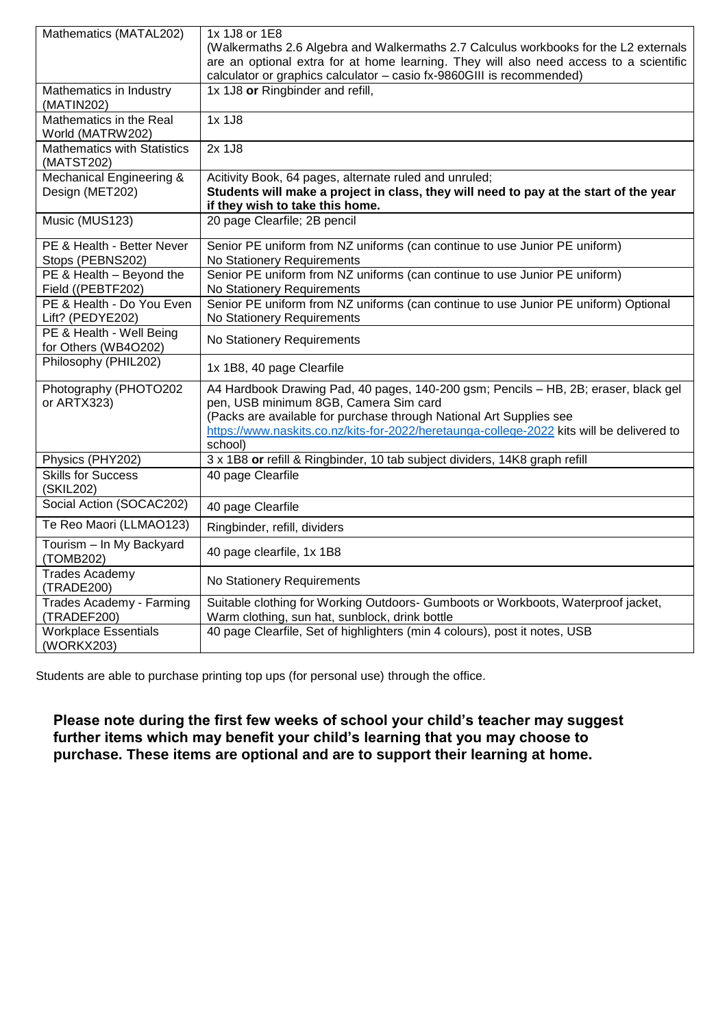| | |
|---|---|
| Mathematics (MATAL202) | 1x 1J8 or 1E8<br>(Walkermaths 2.6 Algebra and Walkermaths 2.7 Calculus workbooks for the L2 externals are an optional extra for at home learning. They will also need access to a scientific calculator or graphics calculator – casio fx-9860GIII is recommended) |
| Mathematics in Industry (MATIN202) | 1x 1J8 **or** Ringbinder and refill, |
| Mathematics in the Real World (MATRW202) | 1x 1J8 |
| Mathematics with Statistics (MATST202) | 2x 1J8 |
| Mechanical Engineering & Design (MET202) | Acitivity Book, 64 pages, alternate ruled and unruled;<br>**Students will make a project in class, they will need to pay at the start of the year if they wish to take this home.** |
| Music (MUS123) | 20 page Clearfile; 2B pencil |
| PE & Health - Better Never Stops (PEBNS202) | Senior PE uniform from NZ uniforms (can continue to use Junior PE uniform)<br>No Stationery Requirements |
| PE & Health – Beyond the Field ((PEBTF202) | Senior PE uniform from NZ uniforms (can continue to use Junior PE uniform)<br>No Stationery Requirements |
| PE & Health - Do You Even Lift? (PEDYE202) | Senior PE uniform from NZ uniforms (can continue to use Junior PE uniform) Optional<br>No Stationery Requirements |
| PE & Health - Well Being for Others (WB4O202) | No Stationery Requirements |
| Philosophy (PHIL202) | 1x 1B8, 40 page Clearfile |
| Photography (PHOTO202 or ARTX323) | A4 Hardbook Drawing Pad, 40 pages, 140-200 gsm; Pencils – HB, 2B; eraser, black gel pen, USB minimum 8GB, Camera Sim card<br>(Packs are available for purchase through National Art Supplies see https://www.naskits.co.nz/kits-for-2022/heretaunga-college-2022 kits will be delivered to school) |
| Physics (PHY202) | 3 x 1B8 **or** refill & Ringbinder, 10 tab subject dividers, 14K8 graph refill |
| Skills for Success (SKIL202) | 40 page Clearfile |
| Social Action (SOCAC202) | 40 page Clearfile |
| Te Reo Maori (LLMAO123) | Ringbinder, refill, dividers |
| Tourism – In My Backyard (TOMB202) | 40 page clearfile, 1x 1B8 |
| Trades Academy (TRADE200) | No Stationery Requirements |
| Trades Academy - Farming (TRADEF200) | Suitable clothing for Working Outdoors- Gumboots or Workboots, Waterproof jacket, Warm clothing, sun hat, sunblock, drink bottle |
| Workplace Essentials (WORKX203) | 40 page Clearfile, Set of highlighters (min 4 colours), post it notes, USB |

Students are able to purchase printing top ups (for personal use) through the office.

**Please note during the first few weeks of school your child's teacher may suggest further items which may benefit your child's learning that you may choose to purchase. These items are optional and are to support their learning at home.**